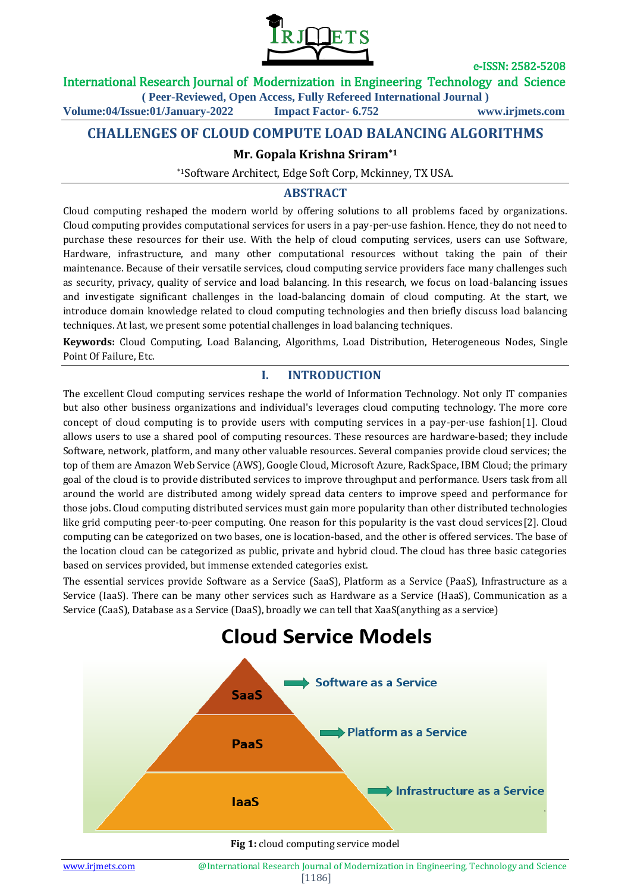# CHALLENGES OF CLOUD COMPUTE LOAD BALANCING ALGORITHMS

**Mr. Gopala Krishna Sriram[*1]**

[*1]Software Architect, Edge Soft Corp, Mckinney, TX USA.

## ABSTRACT

Cloud computing reshaped the modern world by offering solutions to all problems faced by organizations. Cloud computing provides computational services for users in a pay-per-use fashion. Hence, they do not need to purchase these resources for their use. With the help of cloud computing services, users can use Software, Hardware, infrastructure, and many other computational resources without taking the pain of their maintenance. Because of their versatile services, cloud computing service providers face many challenges such as security, privacy, quality of service and load balancing. In this research, we focus on load-balancing issues and investigate significant challenges in the load-balancing domain of cloud computing. At the start, we introduce domain knowledge related to cloud computing technologies and then briefly discuss load balancing techniques. At last, we present some potential challenges in load balancing techniques.

**Keywords:** Cloud Computing, Load Balancing, Algorithms, Load Distribution, Heterogeneous Nodes, Single Point Of Failure, Etc.

## I. INTRODUCTION

The excellent Cloud computing services reshape the world of Information Technology. Not only IT companies but also other business organizations and individual's leverages cloud computing technology. The more core concept of cloud computing is to provide users with computing services in a pay-per-use fashion[1]. Cloud allows users to use a shared pool of computing resources. These resources are hardware-based; they include Software, network, platform, and many other valuable resources. Several companies provide cloud services; the top of them are Amazon Web Service (AWS), Google Cloud, Microsoft Azure, RackSpace, IBM Cloud; the primary goal of the cloud is to provide distributed services to improve throughput and performance. Users task from all around the world are distributed among widely spread data centers to improve speed and performance for those jobs. Cloud computing distributed services must gain more popularity than other distributed technologies like grid computing peer-to-peer computing. One reason for this popularity is the vast cloud services[2]. Cloud computing can be categorized on two bases, one is location-based, and the other is offered services. The base of the location cloud can be categorized as public, private and hybrid cloud. The cloud has three basic categories based on services provided, but immense extended categories exist.

The essential services provide Software as a Service (SaaS), Platform as a Service (PaaS), Infrastructure as a Service (IaaS). There can be many other services such as Hardware as a Service (HaaS), Communication as a Service (CaaS), Database as a Service (DaaS), broadly we can tell that XaaS(anything as a service)

Cloud Service Models

SaaS → Software as a Service

PaaS → Platform as a Service

IaaS → Infrastructure as a Service

**Fig 1:** cloud computing service model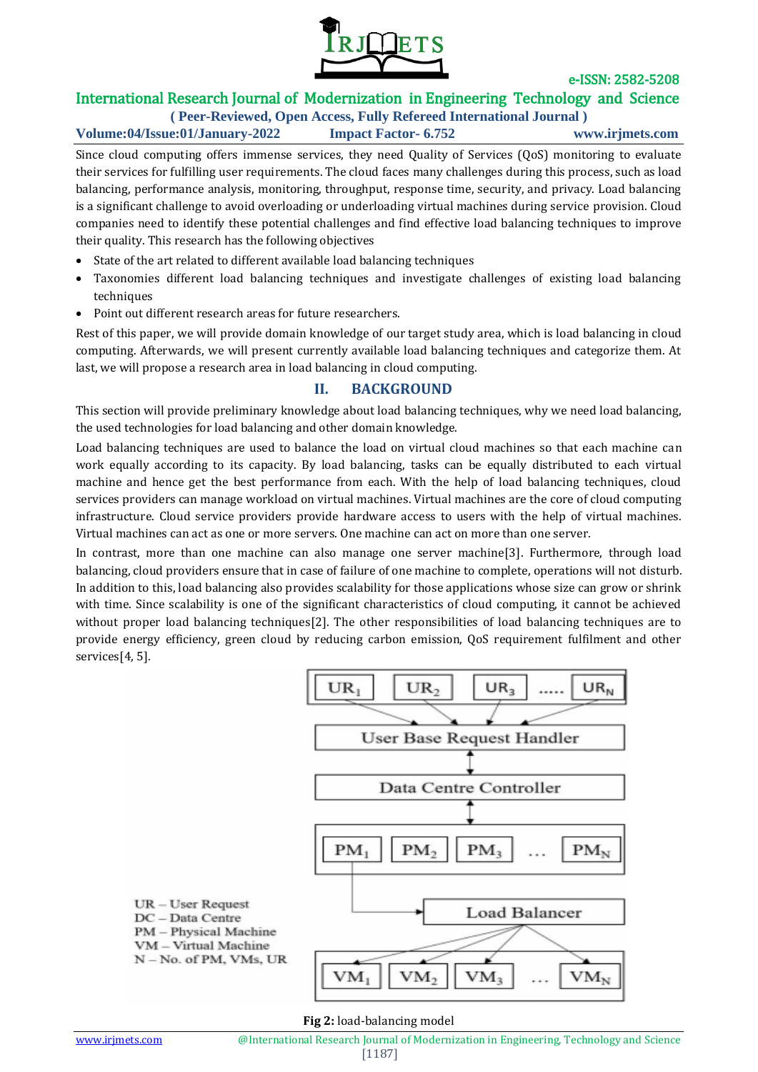Since cloud computing offers immense services, they need Quality of Services (QoS) monitoring to evaluate their services for fulfilling user requirements. The cloud faces many challenges during this process, such as load balancing, performance analysis, monitoring, throughput, response time, security, and privacy. Load balancing is a significant challenge to avoid overloading or underloading virtual machines during service provision. Cloud companies need to identify these potential challenges and find effective load balancing techniques to improve their quality. This research has the following objectives

- State of the art related to different available load balancing techniques
- Taxonomies different load balancing techniques and investigate challenges of existing load balancing techniques
- Point out different research areas for future researchers.

Rest of this paper, we will provide domain knowledge of our target study area, which is load balancing in cloud computing. Afterwards, we will present currently available load balancing techniques and categorize them. At last, we will propose a research area in load balancing in cloud computing.

## II. BACKGROUND

This section will provide preliminary knowledge about load balancing techniques, why we need load balancing, the used technologies for load balancing and other domain knowledge.

Load balancing techniques are used to balance the load on virtual cloud machines so that each machine can work equally according to its capacity. By load balancing, tasks can be equally distributed to each virtual machine and hence get the best performance from each. With the help of load balancing techniques, cloud services providers can manage workload on virtual machines. Virtual machines are the core of cloud computing infrastructure. Cloud service providers provide hardware access to users with the help of virtual machines. Virtual machines can act as one or more servers. One machine can act on more than one server.

In contrast, more than one machine can also manage one server machine[3]. Furthermore, through load balancing, cloud providers ensure that in case of failure of one machine to complete, operations will not disturb. In addition to this, load balancing also provides scalability for those applications whose size can grow or shrink with time. Since scalability is one of the significant characteristics of cloud computing, it cannot be achieved without proper load balancing techniques[2]. The other responsibilities of load balancing techniques are to provide energy efficiency, green cloud by reducing carbon emission, QoS requirement fulfilment and other services[4, 5].

UR – User Request
DC – Data Centre
PM – Physical Machine
VM – Virtual Machine
N – No. of PM, VMs, UR

**Fig 2:** load-balancing model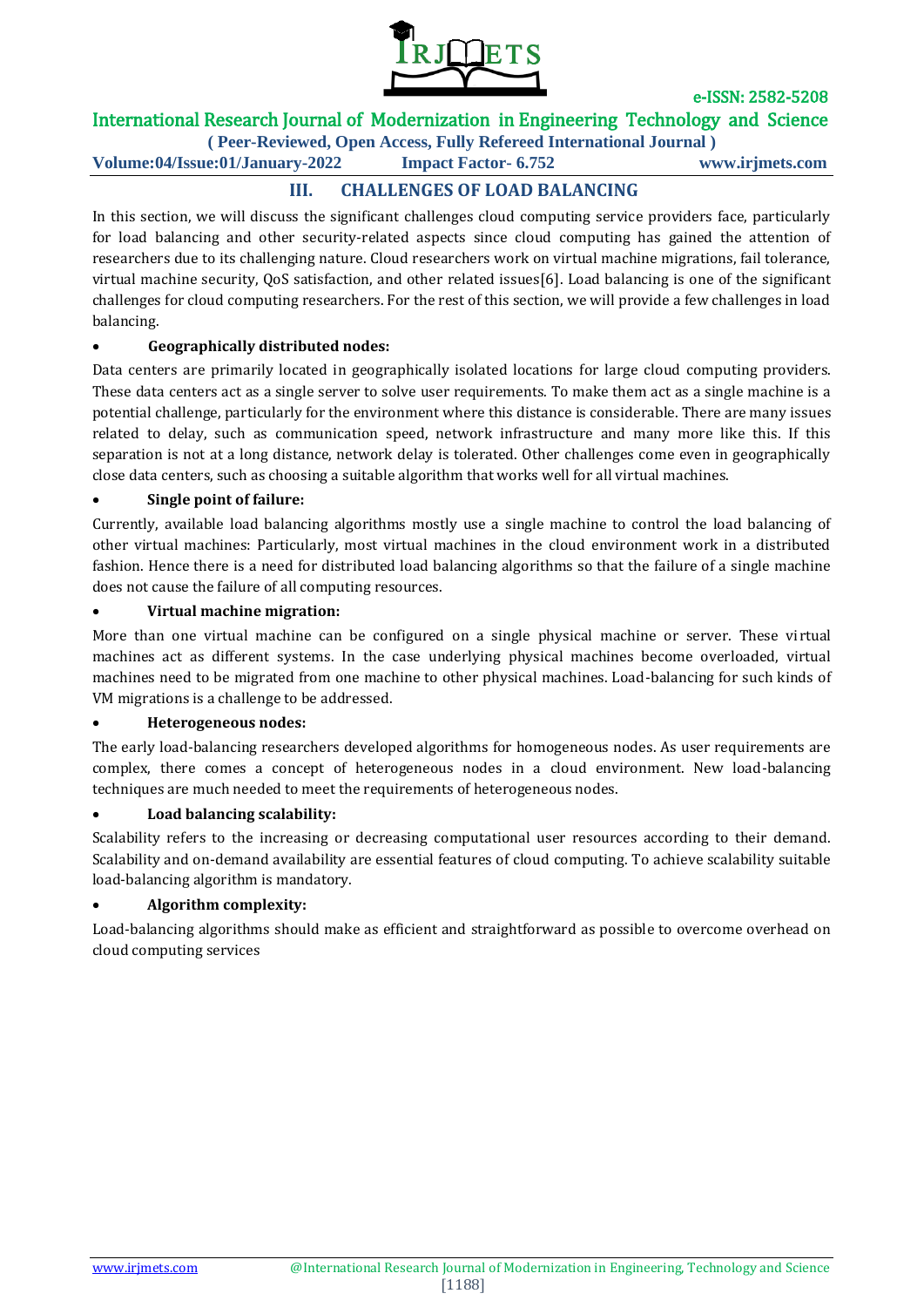## III. CHALLENGES OF LOAD BALANCING

In this section, we will discuss the significant challenges cloud computing service providers face, particularly for load balancing and other security-related aspects since cloud computing has gained the attention of researchers due to its challenging nature. Cloud researchers work on virtual machine migrations, fail tolerance, virtual machine security, QoS satisfaction, and other related issues[6]. Load balancing is one of the significant challenges for cloud computing researchers. For the rest of this section, we will provide a few challenges in load balancing.

- **Geographically distributed nodes:**

Data centers are primarily located in geographically isolated locations for large cloud computing providers. These data centers act as a single server to solve user requirements. To make them act as a single machine is a potential challenge, particularly for the environment where this distance is considerable. There are many issues related to delay, such as communication speed, network infrastructure and many more like this. If this separation is not at a long distance, network delay is tolerated. Other challenges come even in geographically close data centers, such as choosing a suitable algorithm that works well for all virtual machines.

- **Single point of failure:**

Currently, available load balancing algorithms mostly use a single machine to control the load balancing of other virtual machines: Particularly, most virtual machines in the cloud environment work in a distributed fashion. Hence there is a need for distributed load balancing algorithms so that the failure of a single machine does not cause the failure of all computing resources.

- **Virtual machine migration:**

More than one virtual machine can be configured on a single physical machine or server. These virtual machines act as different systems. In the case underlying physical machines become overloaded, virtual machines need to be migrated from one machine to other physical machines. Load-balancing for such kinds of VM migrations is a challenge to be addressed.

- **Heterogeneous nodes:**

The early load-balancing researchers developed algorithms for homogeneous nodes. As user requirements are complex, there comes a concept of heterogeneous nodes in a cloud environment. New load-balancing techniques are much needed to meet the requirements of heterogeneous nodes.

- **Load balancing scalability:**

Scalability refers to the increasing or decreasing computational user resources according to their demand. Scalability and on-demand availability are essential features of cloud computing. To achieve scalability suitable load-balancing algorithm is mandatory.

- **Algorithm complexity:**

Load-balancing algorithms should make as efficient and straightforward as possible to overcome overhead on cloud computing services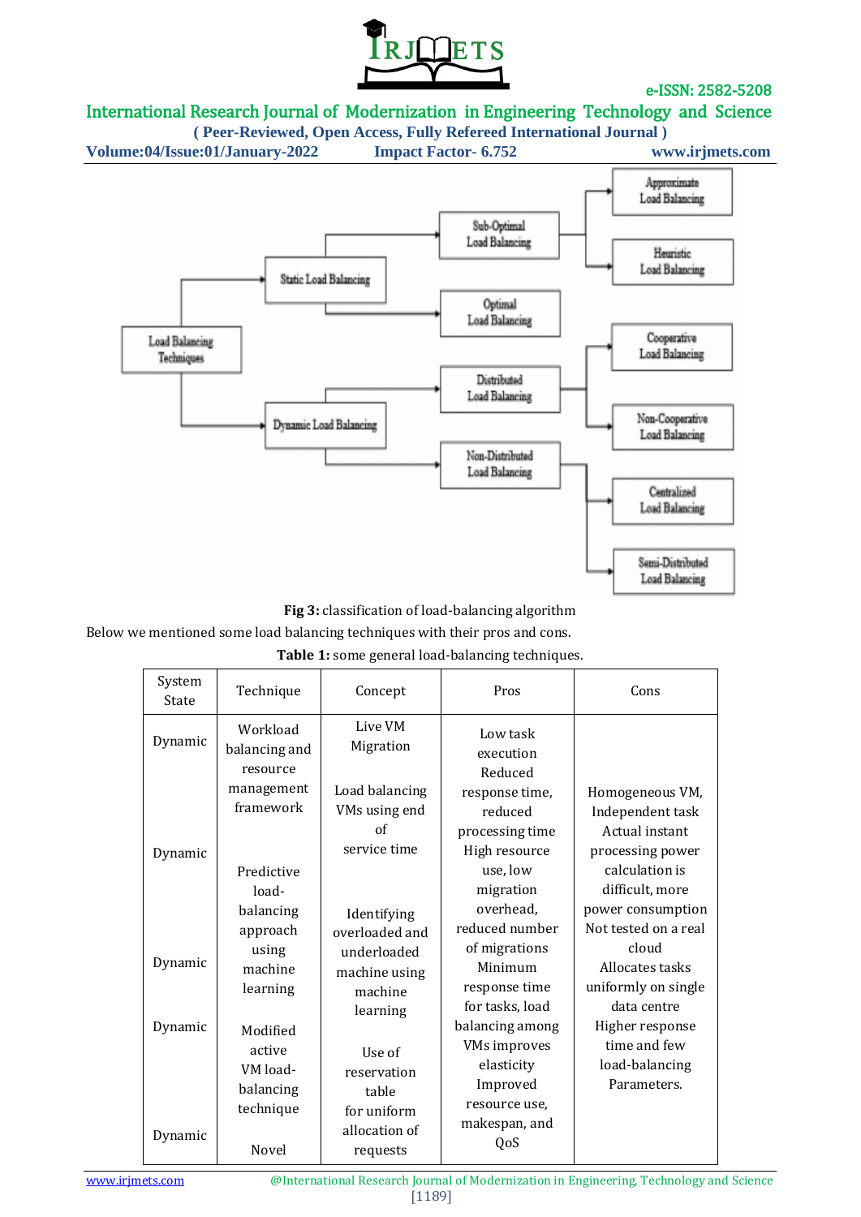**Fig 3:** classification of load-balancing algorithm

Below we mentioned some load balancing techniques with their pros and cons.

**Table 1:** some general load-balancing techniques.

| System State | Technique | Concept | Pros | Cons |
|---|---|---|---|---|
| Dynamic<br>Dynamic<br>Dynamic<br>Dynamic<br>Dynamic | Workload balancing and resource management framework<br>Predictive load-balancing approach using machine learning<br>Modified active VM load-balancing technique<br>Novel | Live VM Migration<br>Load balancing VMs using end of service time<br>Identifying overloaded and underloaded machine using machine learning<br>Use of reservation table for uniform allocation of requests | Low task execution<br>Reduced response time, reduced processing time<br>High resource use, low migration overhead, reduced number of migrations<br>Minimum response time for tasks, load balancing among VMs improves elasticity<br>Improved resource use, makespan, and QoS | Homogeneous VM, Independent task<br>Actual instant processing power calculation is difficult, more power consumption<br>Not tested on a real cloud<br>Allocates tasks uniformly on single data centre<br>Higher response time and few load-balancing Parameters. |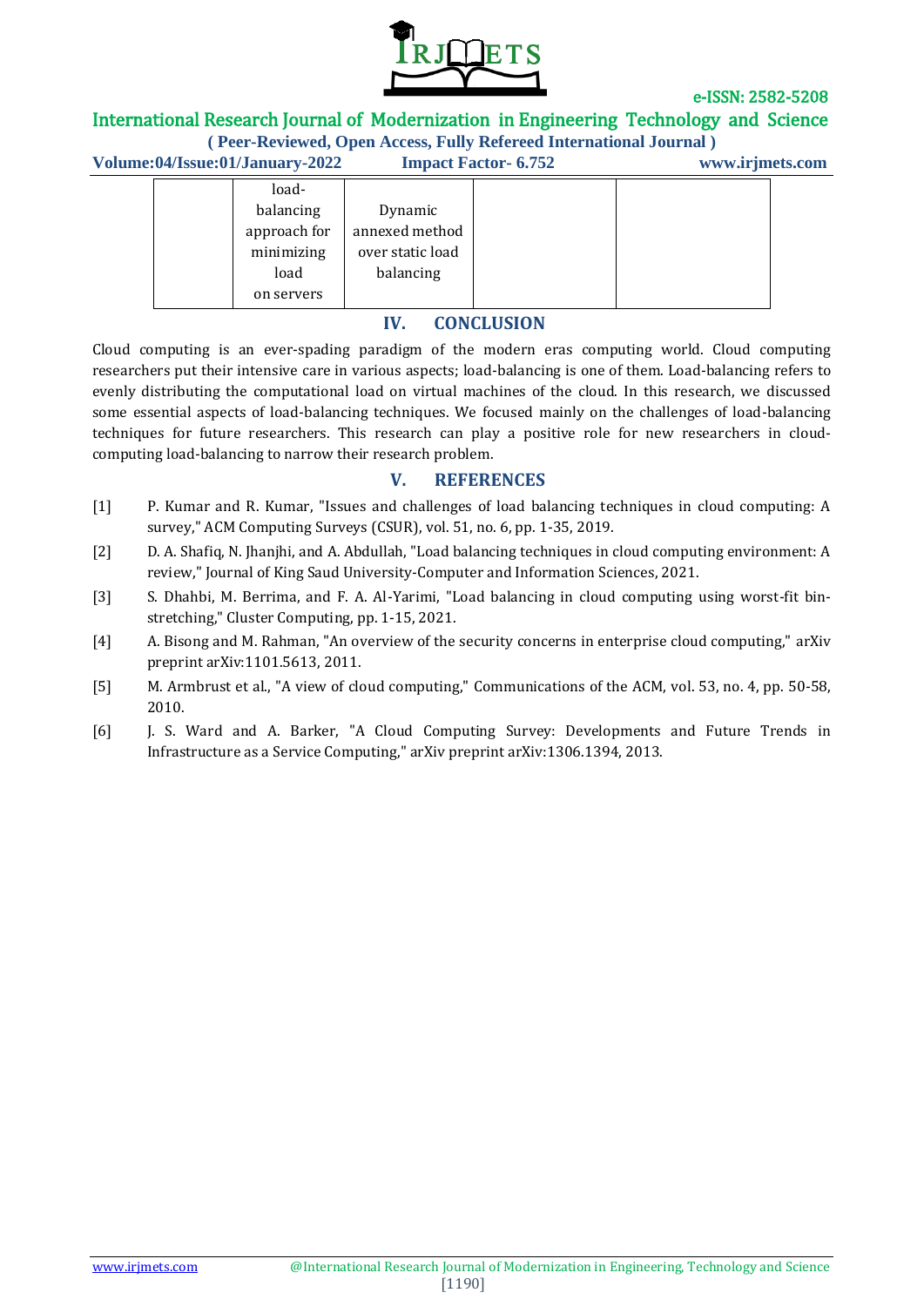| | | | | |
|---|---|---|---|---|
| | load-balancing approach for minimizing load on servers | Dynamic annexed method over static load balancing | | |

## IV. CONCLUSION

Cloud computing is an ever-spading paradigm of the modern eras computing world. Cloud computing researchers put their intensive care in various aspects; load-balancing is one of them. Load-balancing refers to evenly distributing the computational load on virtual machines of the cloud. In this research, we discussed some essential aspects of load-balancing techniques. We focused mainly on the challenges of load-balancing techniques for future researchers. This research can play a positive role for new researchers in cloud-computing load-balancing to narrow their research problem.

## V. REFERENCES

[1] P. Kumar and R. Kumar, "Issues and challenges of load balancing techniques in cloud computing: A survey," ACM Computing Surveys (CSUR), vol. 51, no. 6, pp. 1-35, 2019.

[2] D. A. Shafiq, N. Jhanjhi, and A. Abdullah, "Load balancing techniques in cloud computing environment: A review," Journal of King Saud University-Computer and Information Sciences, 2021.

[3] S. Dhahbi, M. Berrima, and F. A. Al-Yarimi, "Load balancing in cloud computing using worst-fit bin-stretching," Cluster Computing, pp. 1-15, 2021.

[4] A. Bisong and M. Rahman, "An overview of the security concerns in enterprise cloud computing," arXiv preprint arXiv:1101.5613, 2011.

[5] M. Armbrust et al., "A view of cloud computing," Communications of the ACM, vol. 53, no. 4, pp. 50-58, 2010.

[6] J. S. Ward and A. Barker, "A Cloud Computing Survey: Developments and Future Trends in Infrastructure as a Service Computing," arXiv preprint arXiv:1306.1394, 2013.